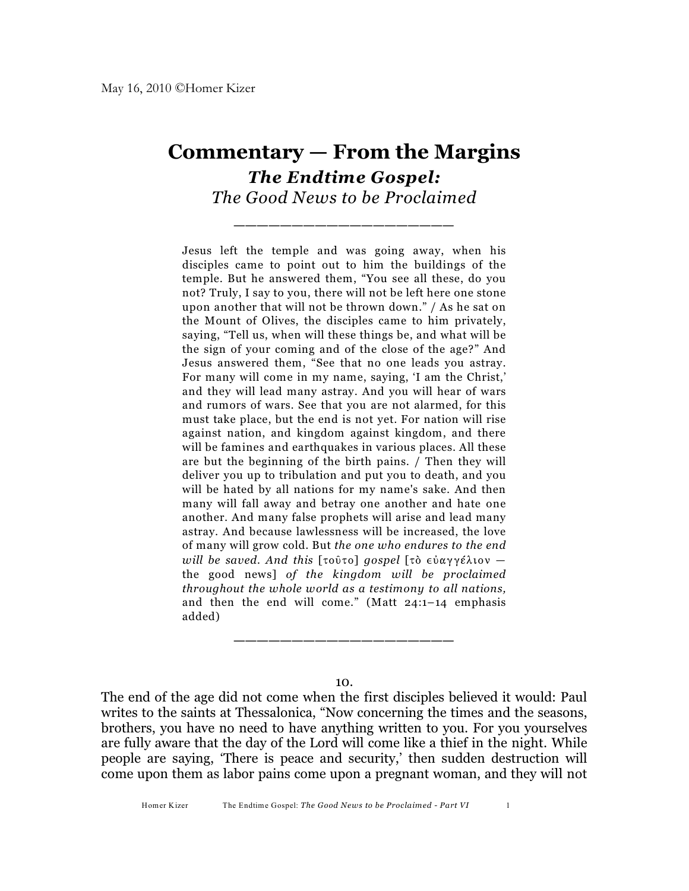May 16, 2010 ©Homer Kizer

# Commentary — From the Margins

## *The Endtime Gospel:*
### *The Good News to be Proclaimed*

———————————————

> Jesus left the temple and was going away, when his disciples came to point out to him the buildings of the temple. But he answered them, "You see all these, do you not? Truly, I say to you, there will not be left here one stone upon another that will not be thrown down." / As he sat on the Mount of Olives, the disciples came to him privately, saying, "Tell us, when will these things be, and what will be the sign of your coming and of the close of the age?" And Jesus answered them, "See that no one leads you astray. For many will come in my name, saying, 'I am the Christ,' and they will lead many astray. And you will hear of wars and rumors of wars. See that you are not alarmed, for this must take place, but the end is not yet. For nation will rise against nation, and kingdom against kingdom, and there will be famines and earthquakes in various places. All these are but the beginning of the birth pains. / Then they will deliver you up to tribulation and put you to death, and you will be hated by all nations for my name's sake. And then many will fall away and betray one another and hate one another. And many false prophets will arise and lead many astray. And because lawlessness will be increased, the love of many will grow cold. But *the one who endures to the end will be saved. And this* [τοῦτο] *gospel* [τὸ εὐαγγέλιον — the good news] *of the kingdom will be proclaimed throughout the whole world as a testimony to all nations,* and then the end will come." (Matt 24:1–14 emphasis added)

———————————————

10.

The end of the age did not come when the first disciples believed it would: Paul writes to the saints at Thessalonica, "Now concerning the times and the seasons, brothers, you have no need to have anything written to you. For you yourselves are fully aware that the day of the Lord will come like a thief in the night. While people are saying, 'There is peace and security,' then sudden destruction will come upon them as labor pains come upon a pregnant woman, and they will not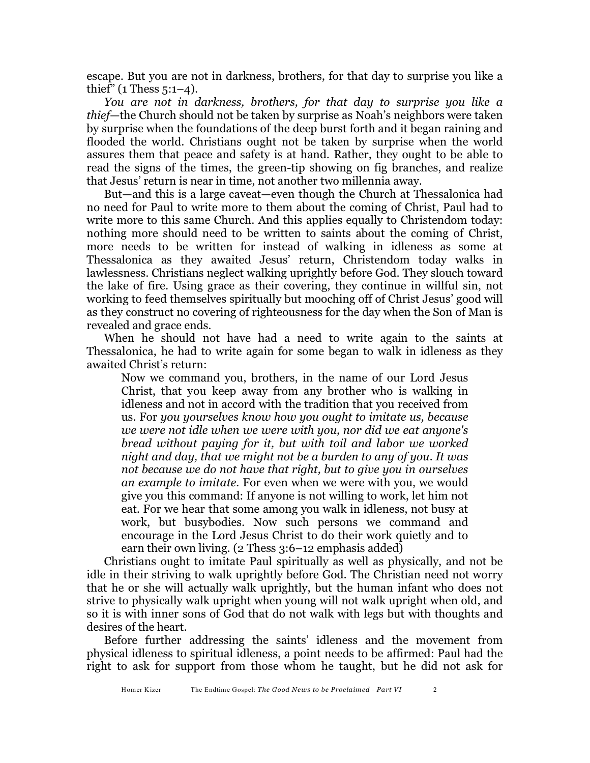escape. But you are not in darkness, brothers, for that day to surprise you like a thief" (1 Thess 5:1–4).

*You are not in darkness, brothers, for that day to surprise you like a thief*—the Church should not be taken by surprise as Noah's neighbors were taken by surprise when the foundations of the deep burst forth and it began raining and flooded the world. Christians ought not be taken by surprise when the world assures them that peace and safety is at hand. Rather, they ought to be able to read the signs of the times, the green-tip showing on fig branches, and realize that Jesus' return is near in time, not another two millennia away.

But—and this is a large caveat—even though the Church at Thessalonica had no need for Paul to write more to them about the coming of Christ, Paul had to write more to this same Church. And this applies equally to Christendom today: nothing more should need to be written to saints about the coming of Christ, more needs to be written for instead of walking in idleness as some at Thessalonica as they awaited Jesus' return, Christendom today walks in lawlessness. Christians neglect walking uprightly before God. They slouch toward the lake of fire. Using grace as their covering, they continue in willful sin, not working to feed themselves spiritually but mooching off of Christ Jesus' good will as they construct no covering of righteousness for the day when the Son of Man is revealed and grace ends.

When he should not have had a need to write again to the saints at Thessalonica, he had to write again for some began to walk in idleness as they awaited Christ's return:

> Now we command you, brothers, in the name of our Lord Jesus Christ, that you keep away from any brother who is walking in idleness and not in accord with the tradition that you received from us. For *you yourselves know how you ought to imitate us, because we were not idle when we were with you, nor did we eat anyone's bread without paying for it, but with toil and labor we worked night and day, that we might not be a burden to any of you*. *It was not because we do not have that right, but to give you in ourselves an example to imitate*. For even when we were with you, we would give you this command: If anyone is not willing to work, let him not eat. For we hear that some among you walk in idleness, not busy at work, but busybodies. Now such persons we command and encourage in the Lord Jesus Christ to do their work quietly and to earn their own living. (2 Thess 3:6–12 emphasis added)

Christians ought to imitate Paul spiritually as well as physically, and not be idle in their striving to walk uprightly before God. The Christian need not worry that he or she will actually walk uprightly, but the human infant who does not strive to physically walk upright when young will not walk upright when old, and so it is with inner sons of God that do not walk with legs but with thoughts and desires of the heart.

Before further addressing the saints' idleness and the movement from physical idleness to spiritual idleness, a point needs to be affirmed: Paul had the right to ask for support from those whom he taught, but he did not ask for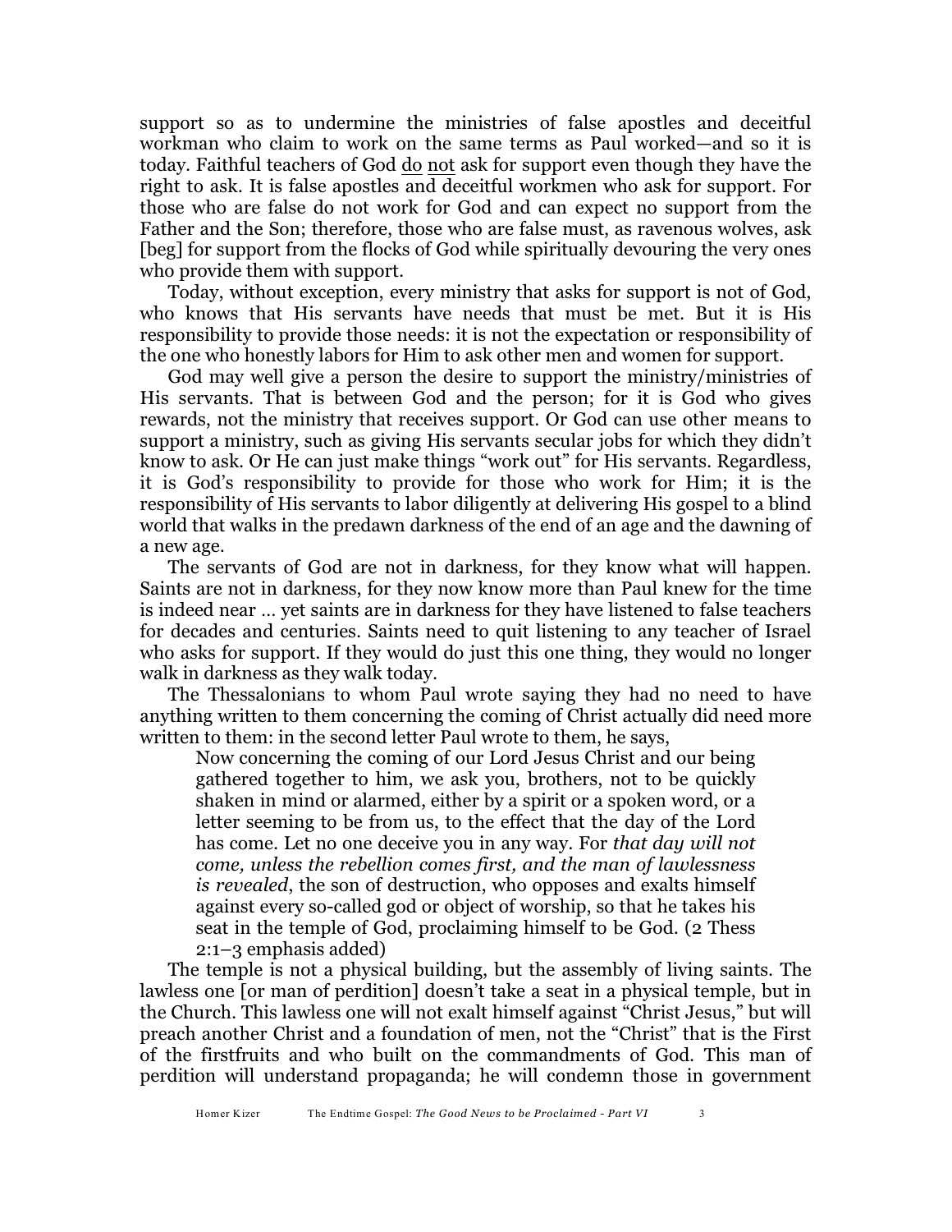support so as to undermine the ministries of false apostles and deceitful workman who claim to work on the same terms as Paul worked—and so it is today. Faithful teachers of God <u>do</u> <u>not</u> ask for support even though they have the right to ask. It is false apostles and deceitful workmen who ask for support. For those who are false do not work for God and can expect no support from the Father and the Son; therefore, those who are false must, as ravenous wolves, ask [beg] for support from the flocks of God while spiritually devouring the very ones who provide them with support.

Today, without exception, every ministry that asks for support is not of God, who knows that His servants have needs that must be met. But it is His responsibility to provide those needs: it is not the expectation or responsibility of the one who honestly labors for Him to ask other men and women for support.

God may well give a person the desire to support the ministry/ministries of His servants. That is between God and the person; for it is God who gives rewards, not the ministry that receives support. Or God can use other means to support a ministry, such as giving His servants secular jobs for which they didn't know to ask. Or He can just make things "work out" for His servants. Regardless, it is God's responsibility to provide for those who work for Him; it is the responsibility of His servants to labor diligently at delivering His gospel to a blind world that walks in the predawn darkness of the end of an age and the dawning of a new age.

The servants of God are not in darkness, for they know what will happen. Saints are not in darkness, for they now know more than Paul knew for the time is indeed near … yet saints are in darkness for they have listened to false teachers for decades and centuries. Saints need to quit listening to any teacher of Israel who asks for support. If they would do just this one thing, they would no longer walk in darkness as they walk today.

The Thessalonians to whom Paul wrote saying they had no need to have anything written to them concerning the coming of Christ actually did need more written to them: in the second letter Paul wrote to them, he says,

> Now concerning the coming of our Lord Jesus Christ and our being gathered together to him, we ask you, brothers, not to be quickly shaken in mind or alarmed, either by a spirit or a spoken word, or a letter seeming to be from us, to the effect that the day of the Lord has come. Let no one deceive you in any way. For *that day will not come, unless the rebellion comes first, and the man of lawlessness is revealed*, the son of destruction, who opposes and exalts himself against every so-called god or object of worship, so that he takes his seat in the temple of God, proclaiming himself to be God. (2 Thess 2:1–3 emphasis added)

The temple is not a physical building, but the assembly of living saints. The lawless one [or man of perdition] doesn't take a seat in a physical temple, but in the Church. This lawless one will not exalt himself against "Christ Jesus," but will preach another Christ and a foundation of men, not the "Christ" that is the First of the firstfruits and who built on the commandments of God. This man of perdition will understand propaganda; he will condemn those in government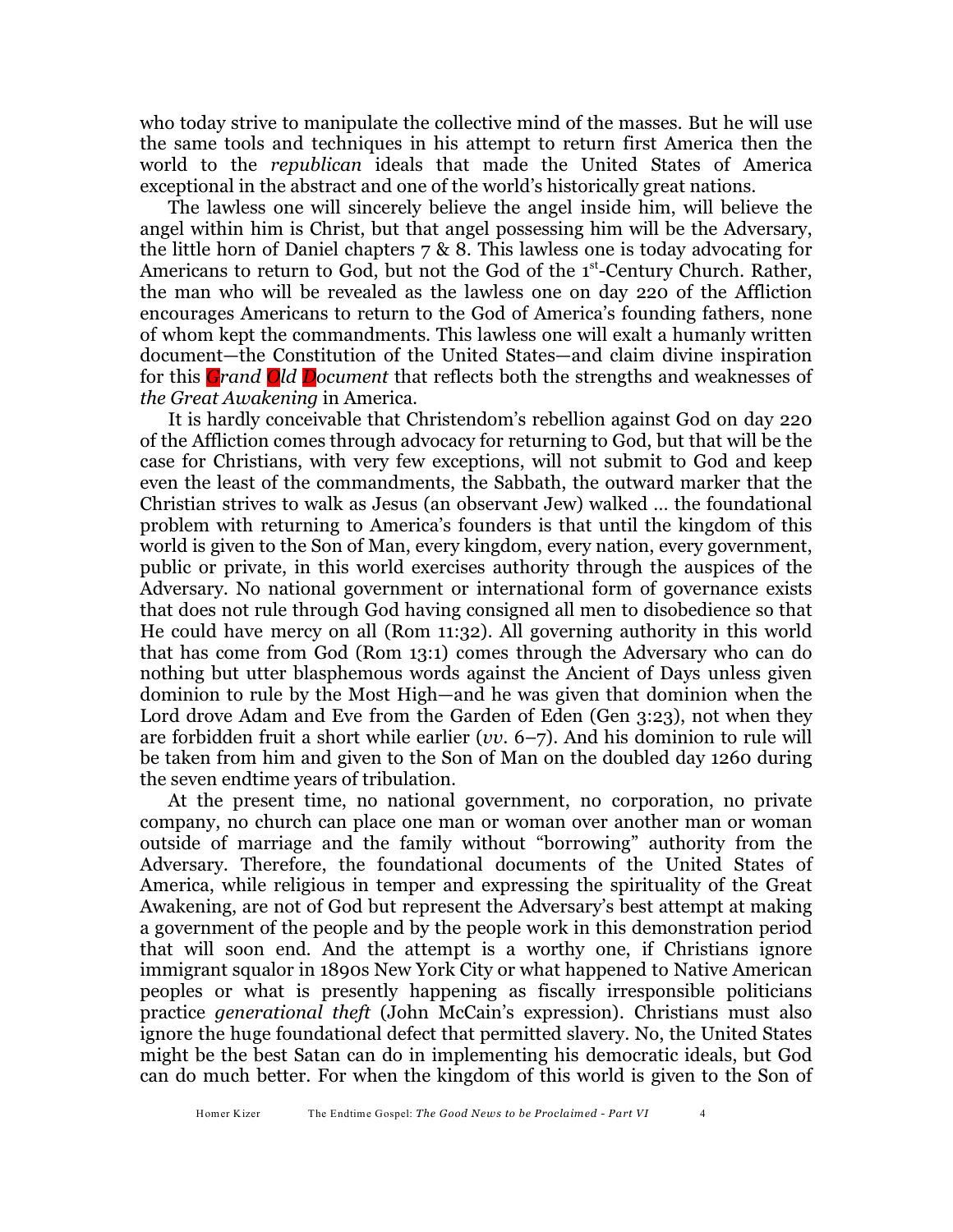who today strive to manipulate the collective mind of the masses. But he will use the same tools and techniques in his attempt to return first America then the world to the *republican* ideals that made the United States of America exceptional in the abstract and one of the world's historically great nations.

The lawless one will sincerely believe the angel inside him, will believe the angel within him is Christ, but that angel possessing him will be the Adversary, the little horn of Daniel chapters 7 & 8. This lawless one is today advocating for Americans to return to God, but not the God of the 1st-Century Church. Rather, the man who will be revealed as the lawless one on day 220 of the Affliction encourages Americans to return to the God of America's founding fathers, none of whom kept the commandments. This lawless one will exalt a humanly written document—the Constitution of the United States—and claim divine inspiration for this *Grand Old Document* that reflects both the strengths and weaknesses of *the Great Awakening* in America.

It is hardly conceivable that Christendom's rebellion against God on day 220 of the Affliction comes through advocacy for returning to God, but that will be the case for Christians, with very few exceptions, will not submit to God and keep even the least of the commandments, the Sabbath, the outward marker that the Christian strives to walk as Jesus (an observant Jew) walked … the foundational problem with returning to America's founders is that until the kingdom of this world is given to the Son of Man, every kingdom, every nation, every government, public or private, in this world exercises authority through the auspices of the Adversary. No national government or international form of governance exists that does not rule through God having consigned all men to disobedience so that He could have mercy on all (Rom 11:32). All governing authority in this world that has come from God (Rom 13:1) comes through the Adversary who can do nothing but utter blasphemous words against the Ancient of Days unless given dominion to rule by the Most High—and he was given that dominion when the Lord drove Adam and Eve from the Garden of Eden (Gen 3:23), not when they are forbidden fruit a short while earlier (*vv.* 6–7). And his dominion to rule will be taken from him and given to the Son of Man on the doubled day 1260 during the seven endtime years of tribulation.

At the present time, no national government, no corporation, no private company, no church can place one man or woman over another man or woman outside of marriage and the family without "borrowing" authority from the Adversary. Therefore, the foundational documents of the United States of America, while religious in temper and expressing the spirituality of the Great Awakening, are not of God but represent the Adversary's best attempt at making a government of the people and by the people work in this demonstration period that will soon end. And the attempt is a worthy one, if Christians ignore immigrant squalor in 1890s New York City or what happened to Native American peoples or what is presently happening as fiscally irresponsible politicians practice *generational theft* (John McCain's expression). Christians must also ignore the huge foundational defect that permitted slavery. No, the United States might be the best Satan can do in implementing his democratic ideals, but God can do much better. For when the kingdom of this world is given to the Son of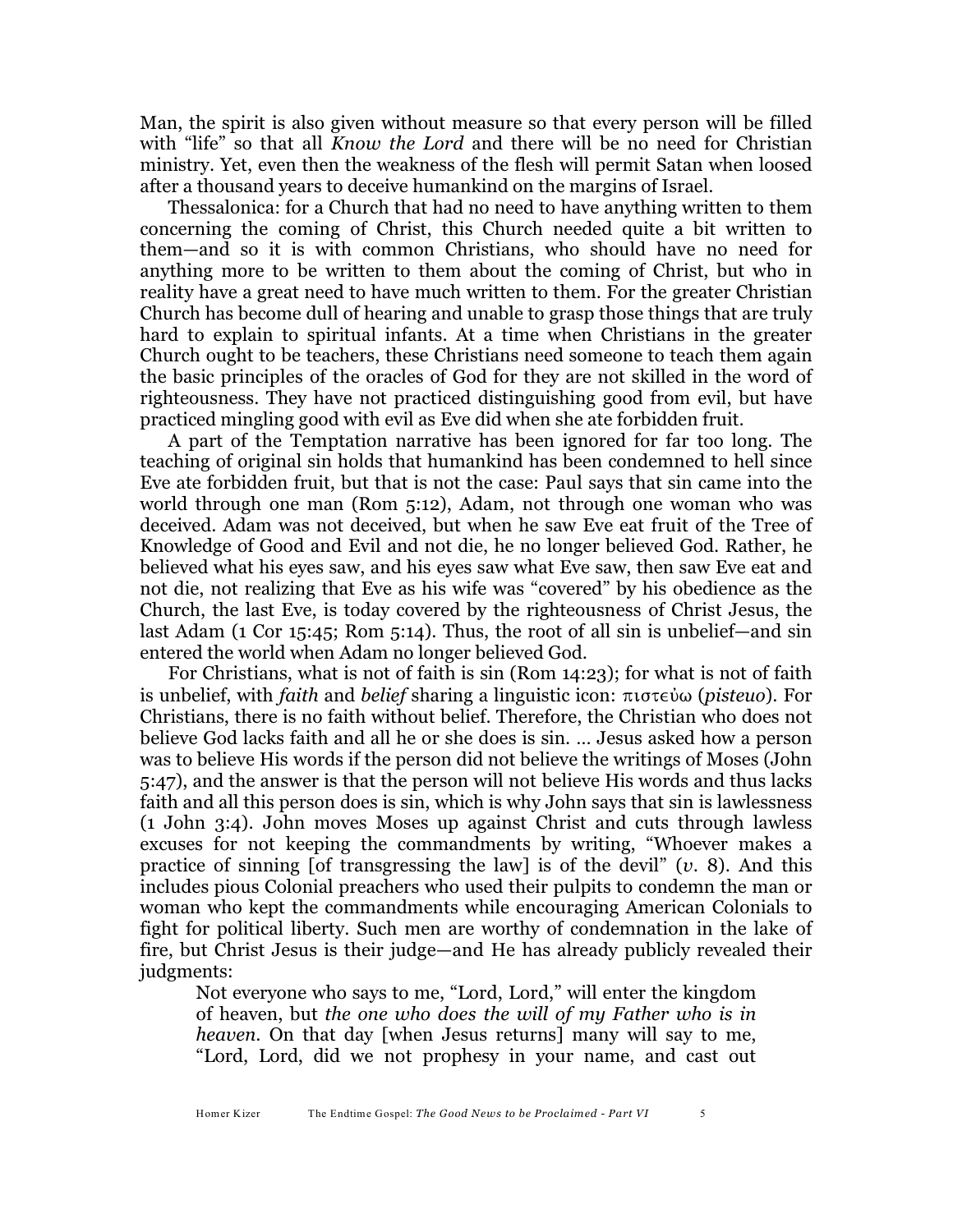Man, the spirit is also given without measure so that every person will be filled with "life" so that all *Know the Lord* and there will be no need for Christian ministry. Yet, even then the weakness of the flesh will permit Satan when loosed after a thousand years to deceive humankind on the margins of Israel.

Thessalonica: for a Church that had no need to have anything written to them concerning the coming of Christ, this Church needed quite a bit written to them—and so it is with common Christians, who should have no need for anything more to be written to them about the coming of Christ, but who in reality have a great need to have much written to them. For the greater Christian Church has become dull of hearing and unable to grasp those things that are truly hard to explain to spiritual infants. At a time when Christians in the greater Church ought to be teachers, these Christians need someone to teach them again the basic principles of the oracles of God for they are not skilled in the word of righteousness. They have not practiced distinguishing good from evil, but have practiced mingling good with evil as Eve did when she ate forbidden fruit.

A part of the Temptation narrative has been ignored for far too long. The teaching of original sin holds that humankind has been condemned to hell since Eve ate forbidden fruit, but that is not the case: Paul says that sin came into the world through one man (Rom 5:12), Adam, not through one woman who was deceived. Adam was not deceived, but when he saw Eve eat fruit of the Tree of Knowledge of Good and Evil and not die, he no longer believed God. Rather, he believed what his eyes saw, and his eyes saw what Eve saw, then saw Eve eat and not die, not realizing that Eve as his wife was "covered" by his obedience as the Church, the last Eve, is today covered by the righteousness of Christ Jesus, the last Adam (1 Cor 15:45; Rom 5:14). Thus, the root of all sin is unbelief—and sin entered the world when Adam no longer believed God.

For Christians, what is not of faith is sin (Rom 14:23); for what is not of faith is unbelief, with *faith* and *belief* sharing a linguistic icon: πιστεύω (*pisteuo*). For Christians, there is no faith without belief. Therefore, the Christian who does not believe God lacks faith and all he or she does is sin. … Jesus asked how a person was to believe His words if the person did not believe the writings of Moses (John 5:47), and the answer is that the person will not believe His words and thus lacks faith and all this person does is sin, which is why John says that sin is lawlessness (1 John 3:4). John moves Moses up against Christ and cuts through lawless excuses for not keeping the commandments by writing, "Whoever makes a practice of sinning [of transgressing the law] is of the devil" (*v.* 8). And this includes pious Colonial preachers who used their pulpits to condemn the man or woman who kept the commandments while encouraging American Colonials to fight for political liberty. Such men are worthy of condemnation in the lake of fire, but Christ Jesus is their judge—and He has already publicly revealed their judgments:

> Not everyone who says to me, "Lord, Lord," will enter the kingdom of heaven, but *the one who does the will of my Father who is in heaven.* On that day [when Jesus returns] many will say to me, "Lord, Lord, did we not prophesy in your name, and cast out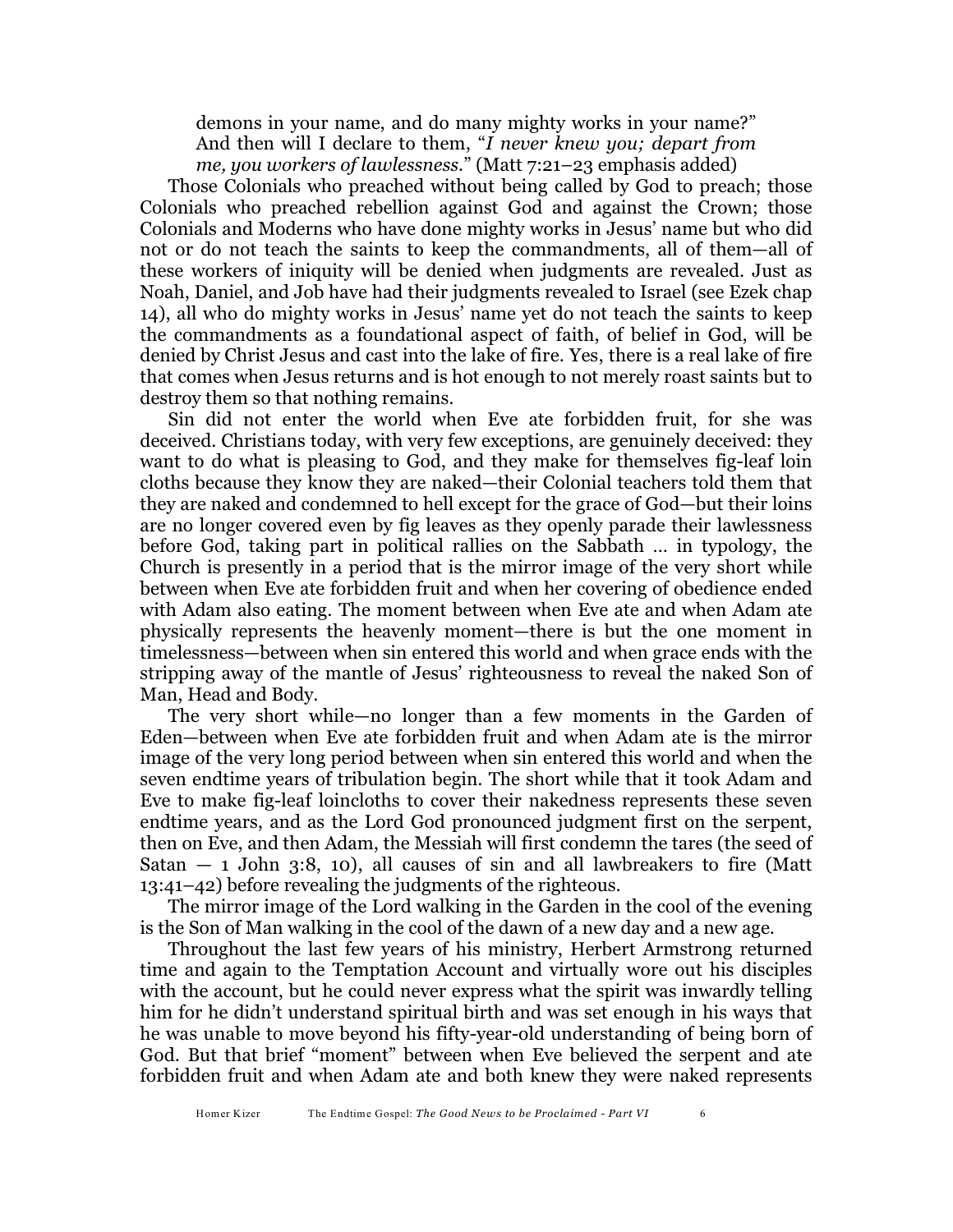demons in your name, and do many mighty works in your name?" And then will I declare to them, "*I never knew you; depart from me, you workers of lawlessness.*" (Matt 7:21–23 emphasis added)

Those Colonials who preached without being called by God to preach; those Colonials who preached rebellion against God and against the Crown; those Colonials and Moderns who have done mighty works in Jesus' name but who did not or do not teach the saints to keep the commandments, all of them—all of these workers of iniquity will be denied when judgments are revealed. Just as Noah, Daniel, and Job have had their judgments revealed to Israel (see Ezek chap 14), all who do mighty works in Jesus' name yet do not teach the saints to keep the commandments as a foundational aspect of faith, of belief in God, will be denied by Christ Jesus and cast into the lake of fire. Yes, there is a real lake of fire that comes when Jesus returns and is hot enough to not merely roast saints but to destroy them so that nothing remains.

Sin did not enter the world when Eve ate forbidden fruit, for she was deceived. Christians today, with very few exceptions, are genuinely deceived: they want to do what is pleasing to God, and they make for themselves fig-leaf loin cloths because they know they are naked—their Colonial teachers told them that they are naked and condemned to hell except for the grace of God—but their loins are no longer covered even by fig leaves as they openly parade their lawlessness before God, taking part in political rallies on the Sabbath … in typology, the Church is presently in a period that is the mirror image of the very short while between when Eve ate forbidden fruit and when her covering of obedience ended with Adam also eating. The moment between when Eve ate and when Adam ate physically represents the heavenly moment—there is but the one moment in timelessness—between when sin entered this world and when grace ends with the stripping away of the mantle of Jesus' righteousness to reveal the naked Son of Man, Head and Body.

The very short while—no longer than a few moments in the Garden of Eden—between when Eve ate forbidden fruit and when Adam ate is the mirror image of the very long period between when sin entered this world and when the seven endtime years of tribulation begin. The short while that it took Adam and Eve to make fig-leaf loincloths to cover their nakedness represents these seven endtime years, and as the Lord God pronounced judgment first on the serpent, then on Eve, and then Adam, the Messiah will first condemn the tares (the seed of Satan — 1 John 3:8, 10), all causes of sin and all lawbreakers to fire (Matt 13:41–42) before revealing the judgments of the righteous.

The mirror image of the Lord walking in the Garden in the cool of the evening is the Son of Man walking in the cool of the dawn of a new day and a new age.

Throughout the last few years of his ministry, Herbert Armstrong returned time and again to the Temptation Account and virtually wore out his disciples with the account, but he could never express what the spirit was inwardly telling him for he didn't understand spiritual birth and was set enough in his ways that he was unable to move beyond his fifty-year-old understanding of being born of God. But that brief "moment" between when Eve believed the serpent and ate forbidden fruit and when Adam ate and both knew they were naked represents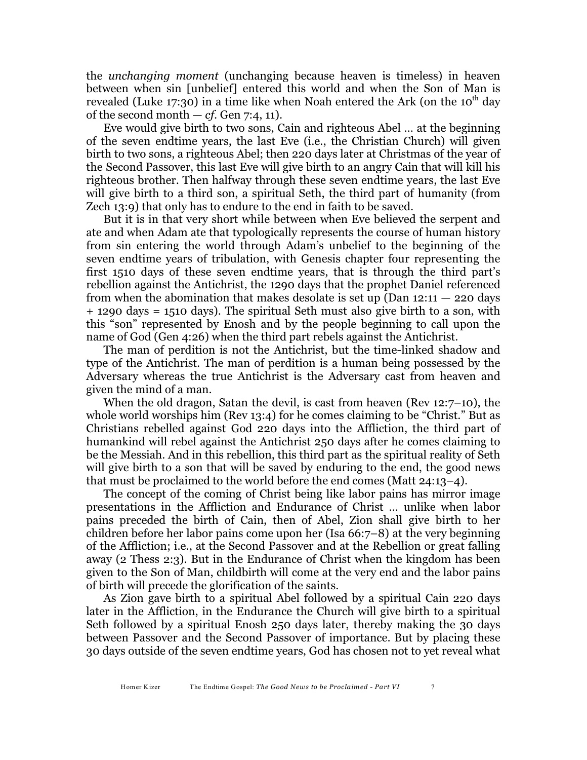the *unchanging moment* (unchanging because heaven is timeless) in heaven between when sin [unbelief] entered this world and when the Son of Man is revealed (Luke 17:30) in a time like when Noah entered the Ark (on the 10th day of the second month — *cf*. Gen 7:4, 11).

Eve would give birth to two sons, Cain and righteous Abel … at the beginning of the seven endtime years, the last Eve (i.e., the Christian Church) will given birth to two sons, a righteous Abel; then 220 days later at Christmas of the year of the Second Passover, this last Eve will give birth to an angry Cain that will kill his righteous brother. Then halfway through these seven endtime years, the last Eve will give birth to a third son, a spiritual Seth, the third part of humanity (from Zech 13:9) that only has to endure to the end in faith to be saved.

But it is in that very short while between when Eve believed the serpent and ate and when Adam ate that typologically represents the course of human history from sin entering the world through Adam's unbelief to the beginning of the seven endtime years of tribulation, with Genesis chapter four representing the first 1510 days of these seven endtime years, that is through the third part's rebellion against the Antichrist, the 1290 days that the prophet Daniel referenced from when the abomination that makes desolate is set up (Dan 12:11 — 220 days + 1290 days = 1510 days). The spiritual Seth must also give birth to a son, with this "son" represented by Enosh and by the people beginning to call upon the name of God (Gen 4:26) when the third part rebels against the Antichrist.

The man of perdition is not the Antichrist, but the time-linked shadow and type of the Antichrist. The man of perdition is a human being possessed by the Adversary whereas the true Antichrist is the Adversary cast from heaven and given the mind of a man.

When the old dragon, Satan the devil, is cast from heaven (Rev 12:7–10), the whole world worships him (Rev 13:4) for he comes claiming to be "Christ." But as Christians rebelled against God 220 days into the Affliction, the third part of humankind will rebel against the Antichrist 250 days after he comes claiming to be the Messiah. And in this rebellion, this third part as the spiritual reality of Seth will give birth to a son that will be saved by enduring to the end, the good news that must be proclaimed to the world before the end comes (Matt 24:13–4).

The concept of the coming of Christ being like labor pains has mirror image presentations in the Affliction and Endurance of Christ … unlike when labor pains preceded the birth of Cain, then of Abel, Zion shall give birth to her children before her labor pains come upon her (Isa 66:7–8) at the very beginning of the Affliction; i.e., at the Second Passover and at the Rebellion or great falling away (2 Thess 2:3). But in the Endurance of Christ when the kingdom has been given to the Son of Man, childbirth will come at the very end and the labor pains of birth will precede the glorification of the saints.

As Zion gave birth to a spiritual Abel followed by a spiritual Cain 220 days later in the Affliction, in the Endurance the Church will give birth to a spiritual Seth followed by a spiritual Enosh 250 days later, thereby making the 30 days between Passover and the Second Passover of importance. But by placing these 30 days outside of the seven endtime years, God has chosen not to yet reveal what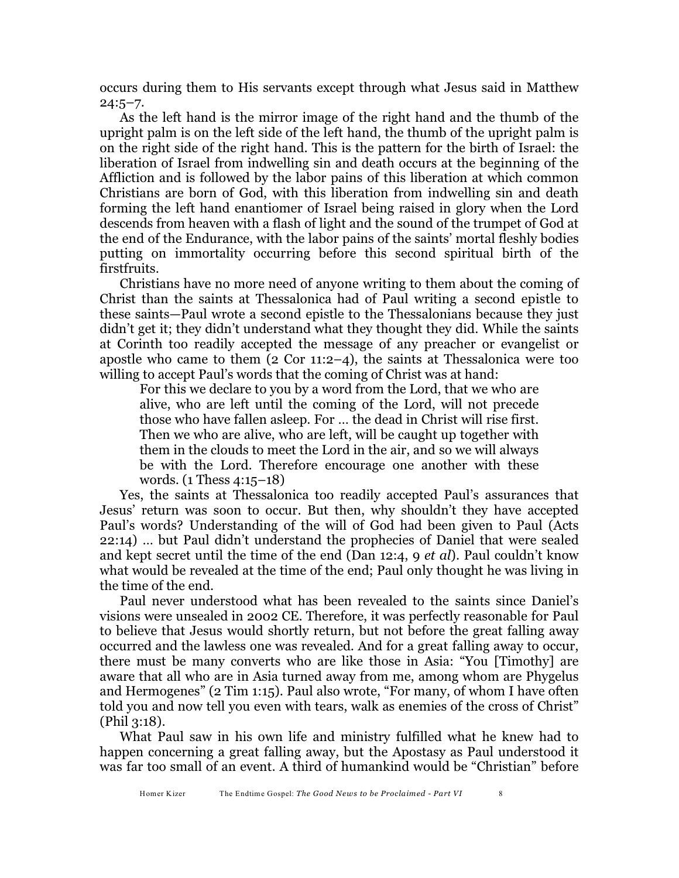occurs during them to His servants except through what Jesus said in Matthew 24:5–7.

As the left hand is the mirror image of the right hand and the thumb of the upright palm is on the left side of the left hand, the thumb of the upright palm is on the right side of the right hand. This is the pattern for the birth of Israel: the liberation of Israel from indwelling sin and death occurs at the beginning of the Affliction and is followed by the labor pains of this liberation at which common Christians are born of God, with this liberation from indwelling sin and death forming the left hand enantiomer of Israel being raised in glory when the Lord descends from heaven with a flash of light and the sound of the trumpet of God at the end of the Endurance, with the labor pains of the saints' mortal fleshly bodies putting on immortality occurring before this second spiritual birth of the firstfruits.

Christians have no more need of anyone writing to them about the coming of Christ than the saints at Thessalonica had of Paul writing a second epistle to these saints—Paul wrote a second epistle to the Thessalonians because they just didn't get it; they didn't understand what they thought they did. While the saints at Corinth too readily accepted the message of any preacher or evangelist or apostle who came to them (2 Cor 11:2–4), the saints at Thessalonica were too willing to accept Paul's words that the coming of Christ was at hand:

> For this we declare to you by a word from the Lord, that we who are alive, who are left until the coming of the Lord, will not precede those who have fallen asleep. For … the dead in Christ will rise first. Then we who are alive, who are left, will be caught up together with them in the clouds to meet the Lord in the air, and so we will always be with the Lord. Therefore encourage one another with these words. (1 Thess 4:15–18)

Yes, the saints at Thessalonica too readily accepted Paul's assurances that Jesus' return was soon to occur. But then, why shouldn't they have accepted Paul's words? Understanding of the will of God had been given to Paul (Acts 22:14) … but Paul didn't understand the prophecies of Daniel that were sealed and kept secret until the time of the end (Dan 12:4, 9 *et al*). Paul couldn't know what would be revealed at the time of the end; Paul only thought he was living in the time of the end.

Paul never understood what has been revealed to the saints since Daniel's visions were unsealed in 2002 CE. Therefore, it was perfectly reasonable for Paul to believe that Jesus would shortly return, but not before the great falling away occurred and the lawless one was revealed. And for a great falling away to occur, there must be many converts who are like those in Asia: "You [Timothy] are aware that all who are in Asia turned away from me, among whom are Phygelus and Hermogenes" (2 Tim 1:15). Paul also wrote, "For many, of whom I have often told you and now tell you even with tears, walk as enemies of the cross of Christ" (Phil 3:18).

What Paul saw in his own life and ministry fulfilled what he knew had to happen concerning a great falling away, but the Apostasy as Paul understood it was far too small of an event. A third of humankind would be "Christian" before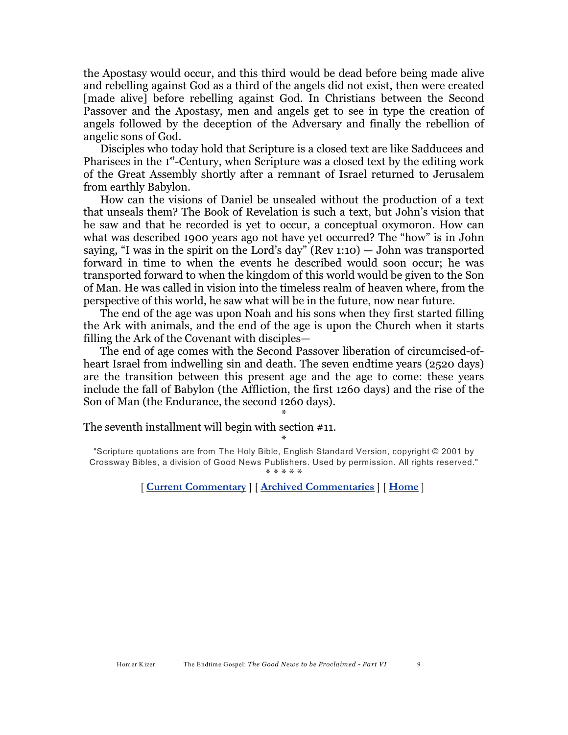the Apostasy would occur, and this third would be dead before being made alive and rebelling against God as a third of the angels did not exist, then were created [made alive] before rebelling against God. In Christians between the Second Passover and the Apostasy, men and angels get to see in type the creation of angels followed by the deception of the Adversary and finally the rebellion of angelic sons of God.

Disciples who today hold that Scripture is a closed text are like Sadducees and Pharisees in the 1st-Century, when Scripture was a closed text by the editing work of the Great Assembly shortly after a remnant of Israel returned to Jerusalem from earthly Babylon.

How can the visions of Daniel be unsealed without the production of a text that unseals them? The Book of Revelation is such a text, but John's vision that he saw and that he recorded is yet to occur, a conceptual oxymoron. How can what was described 1900 years ago not have yet occurred? The "how" is in John saying, "I was in the spirit on the Lord's day" (Rev 1:10) — John was transported forward in time to when the events he described would soon occur; he was transported forward to when the kingdom of this world would be given to the Son of Man. He was called in vision into the timeless realm of heaven where, from the perspective of this world, he saw what will be in the future, now near future.

The end of the age was upon Noah and his sons when they first started filling the Ark with animals, and the end of the age is upon the Church when it starts filling the Ark of the Covenant with disciples—

The end of age comes with the Second Passover liberation of circumcised-of-heart Israel from indwelling sin and death. The seven endtime years (2520 days) are the transition between this present age and the age to come: these years include the fall of Babylon (the Affliction, the first 1260 days) and the rise of the Son of Man (the Endurance, the second 1260 days).

*

The seventh installment will begin with section #11.

*

"Scripture quotations are from The Holy Bible, English Standard Version, copyright © 2001 by Crossway Bibles, a division of Good News Publishers. Used by permission. All rights reserved."

* * * * *

[ **Current Commentary** ] [ **Archived Commentaries** ] [ **Home** ]